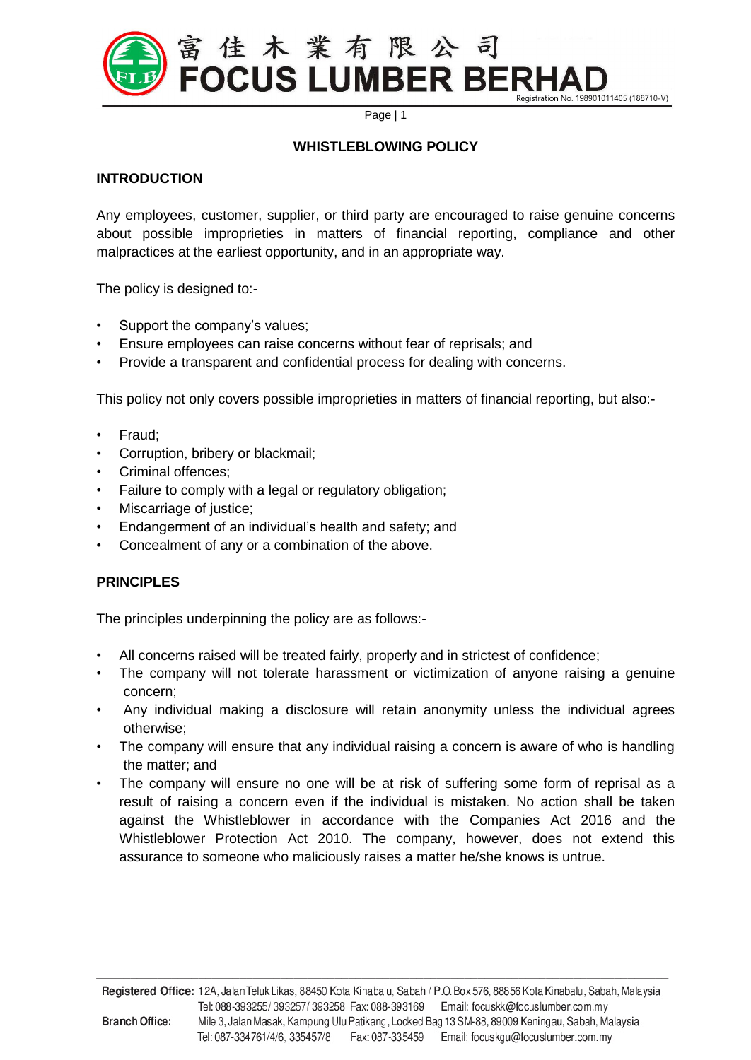# WHISTLEBLOWING POLICY

## INTRODUCTION

Any employees, customer, supplier, or third party are encouraged to raise genuine concerns about possible improprieties in matters of financial reporting, compliance and other malpractices at the earliest opportunity, and in an appropriate way.

The policy is designed to:-

- Support the company's values;
- Ensure employees can raise concerns without fear of reprisals; and
- Provide a transparent and confidential process for dealing with concerns.

This policy not only covers possible improprieties in matters of financial reporting, but also:-

- Fraud;
- Corruption, bribery or blackmail;
- Criminal offences;
- Failure to comply with a legal or regulatory obligation;
- Miscarriage of justice;
- Endangerment of an individual's health and safety; and
- Concealment of any or a combination of the above.

## PRINCIPLES

The principles underpinning the policy are as follows:-

- All concerns raised will be treated fairly, properly and in strictest of confidence;
- The company will not tolerate harassment or victimization of anyone raising a genuine concern;
- Any individual making a disclosure will retain anonymity unless the individual agrees otherwise;
- The company will ensure that any individual raising a concern is aware of who is handling the matter; and
- The company will ensure no one will be at risk of suffering some form of reprisal as a result of raising a concern even if the individual is mistaken. No action shall be taken against the Whistleblower in accordance with the Companies Act 2016 and the Whistleblower Protection Act 2010. The company, however, does not extend this assurance to someone who maliciously raises a matter he/she knows is untrue.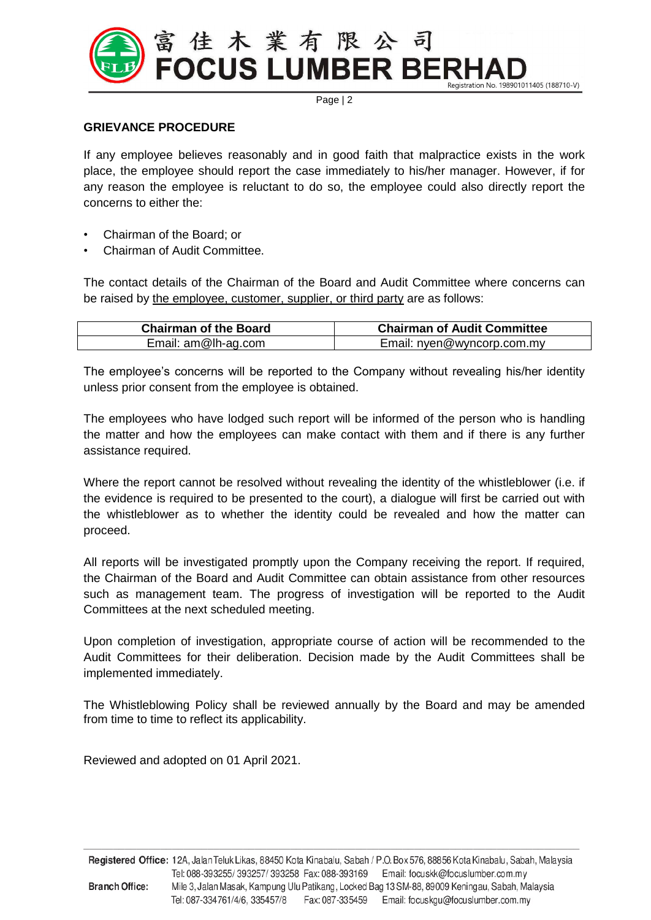## GRIEVANCE PROCEDURE

If any employee believes reasonably and in good faith that malpractice exists in the work place, the employee should report the case immediately to his/her manager. However, if for any reason the employee is reluctant to do so, the employee could also directly report the concerns to either the:

- Chairman of the Board; or
- Chairman of Audit Committee.

The contact details of the Chairman of the Board and Audit Committee where concerns can be raised by the employee, customer, supplier, or third party are as follows:

| Chairman of the Board | Chairman of Audit Committee |
|---|---|
| Email: am@lh-ag.com | Email: nyen@wyncorp.com.my |

The employee's concerns will be reported to the Company without revealing his/her identity unless prior consent from the employee is obtained.

The employees who have lodged such report will be informed of the person who is handling the matter and how the employees can make contact with them and if there is any further assistance required.

Where the report cannot be resolved without revealing the identity of the whistleblower (i.e. if the evidence is required to be presented to the court), a dialogue will first be carried out with the whistleblower as to whether the identity could be revealed and how the matter can proceed.

All reports will be investigated promptly upon the Company receiving the report. If required, the Chairman of the Board and Audit Committee can obtain assistance from other resources such as management team. The progress of investigation will be reported to the Audit Committees at the next scheduled meeting.

Upon completion of investigation, appropriate course of action will be recommended to the Audit Committees for their deliberation. Decision made by the Audit Committees shall be implemented immediately.

The Whistleblowing Policy shall be reviewed annually by the Board and may be amended from time to time to reflect its applicability.

Reviewed and adopted on 01 April 2021.